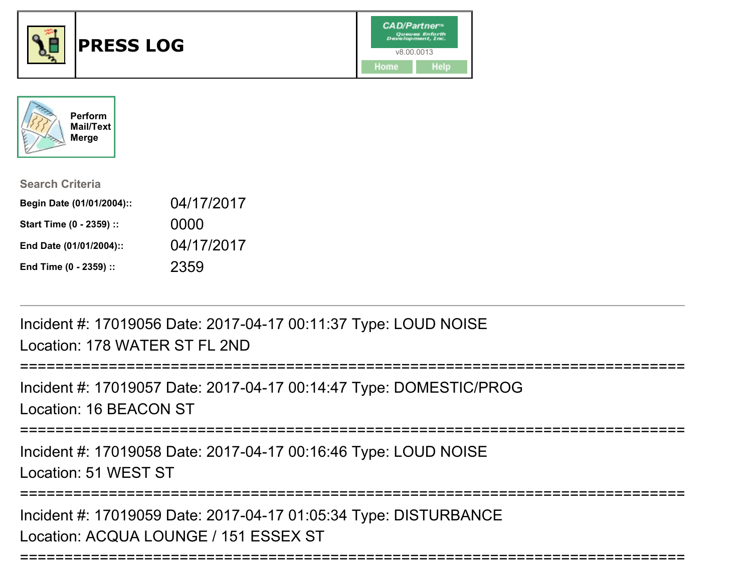# PRESS LOG

CAD/Partner™
Queues Enforth Development, Inc.
v8.00.0013

Home | Help

Perform Mail/Text Merge

**Search Criteria**

| | |
|---|---|
| **Begin Date (01/01/2004)::** | 04/17/2017 |
| **Start Time (0 - 2359) ::** | 0000 |
| **End Date (01/01/2004)::** | 04/17/2017 |
| **End Time (0 - 2359) ::** | 2359 |

---

Incident #: 17019056 Date: 2017-04-17 00:11:37 Type: LOUD NOISE
Location: 178 WATER ST FL 2ND

===========================================================================

Incident #: 17019057 Date: 2017-04-17 00:14:47 Type: DOMESTIC/PROG
Location: 16 BEACON ST

===========================================================================

Incident #: 17019058 Date: 2017-04-17 00:16:46 Type: LOUD NOISE
Location: 51 WEST ST

===========================================================================

Incident #: 17019059 Date: 2017-04-17 01:05:34 Type: DISTURBANCE
Location: ACQUA LOUNGE / 151 ESSEX ST

===========================================================================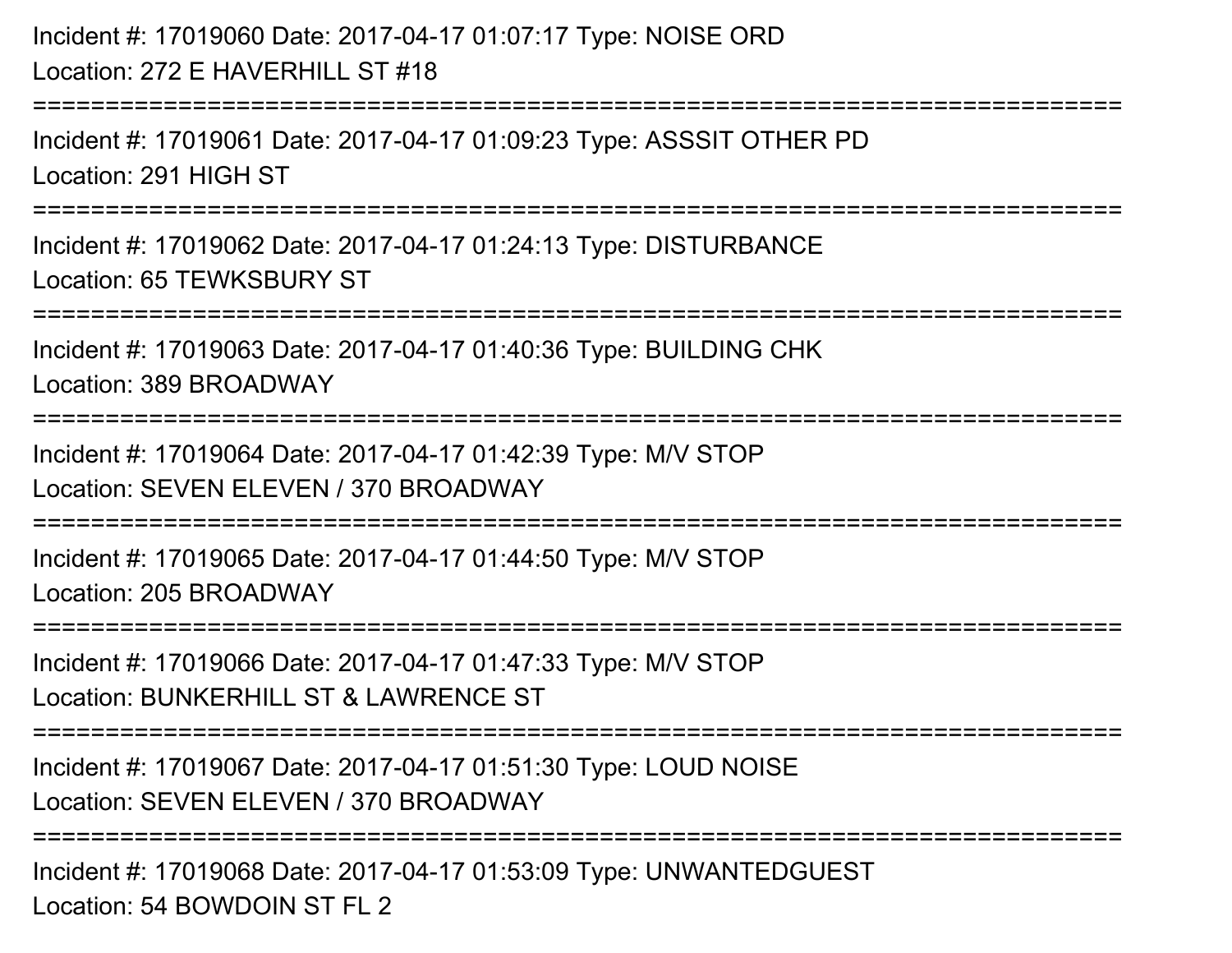Incident #: 17019060 Date: 2017-04-17 01:07:17 Type: NOISE ORD
Location: 272 E HAVERHILL ST #18

===========================================================================

Incident #: 17019061 Date: 2017-04-17 01:09:23 Type: ASSSIT OTHER PD
Location: 291 HIGH ST

===========================================================================

Incident #: 17019062 Date: 2017-04-17 01:24:13 Type: DISTURBANCE
Location: 65 TEWKSBURY ST

===========================================================================

Incident #: 17019063 Date: 2017-04-17 01:40:36 Type: BUILDING CHK
Location: 389 BROADWAY

===========================================================================

Incident #: 17019064 Date: 2017-04-17 01:42:39 Type: M/V STOP
Location: SEVEN ELEVEN / 370 BROADWAY

===========================================================================

Incident #: 17019065 Date: 2017-04-17 01:44:50 Type: M/V STOP
Location: 205 BROADWAY

===========================================================================

Incident #: 17019066 Date: 2017-04-17 01:47:33 Type: M/V STOP
Location: BUNKERHILL ST & LAWRENCE ST

===========================================================================

Incident #: 17019067 Date: 2017-04-17 01:51:30 Type: LOUD NOISE
Location: SEVEN ELEVEN / 370 BROADWAY

===========================================================================

Incident #: 17019068 Date: 2017-04-17 01:53:09 Type: UNWANTEDGUEST
Location: 54 BOWDOIN ST FL 2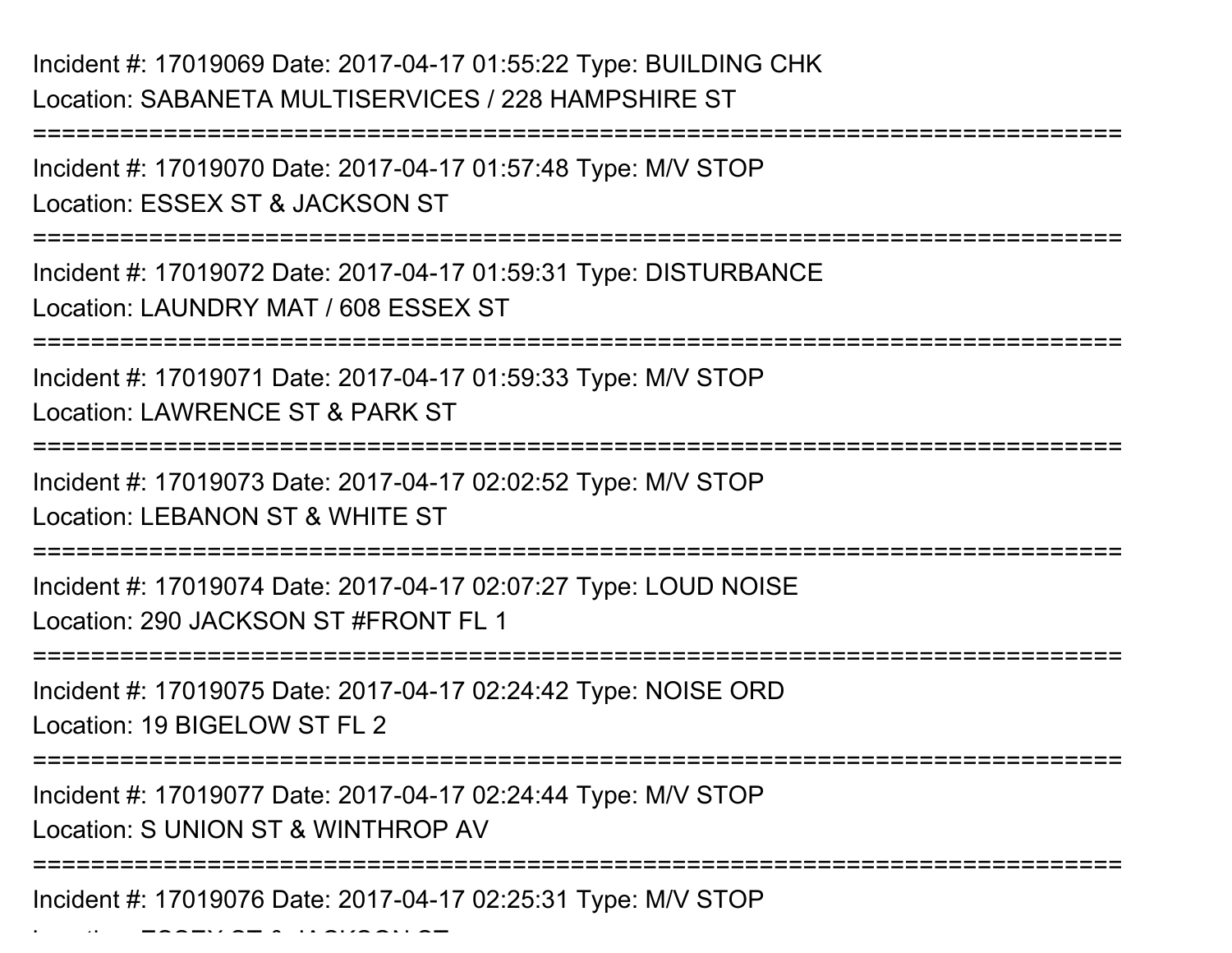Incident #: 17019069 Date: 2017-04-17 01:55:22 Type: BUILDING CHK
Location: SABANETA MULTISERVICES / 228 HAMPSHIRE ST

===========================================================================

Incident #: 17019070 Date: 2017-04-17 01:57:48 Type: M/V STOP
Location: ESSEX ST & JACKSON ST

===========================================================================

Incident #: 17019072 Date: 2017-04-17 01:59:31 Type: DISTURBANCE
Location: LAUNDRY MAT / 608 ESSEX ST

===========================================================================

Incident #: 17019071 Date: 2017-04-17 01:59:33 Type: M/V STOP
Location: LAWRENCE ST & PARK ST

===========================================================================

Incident #: 17019073 Date: 2017-04-17 02:02:52 Type: M/V STOP
Location: LEBANON ST & WHITE ST

===========================================================================

Incident #: 17019074 Date: 2017-04-17 02:07:27 Type: LOUD NOISE
Location: 290 JACKSON ST #FRONT FL 1

===========================================================================

Incident #: 17019075 Date: 2017-04-17 02:24:42 Type: NOISE ORD
Location: 19 BIGELOW ST FL 2

===========================================================================

Incident #: 17019077 Date: 2017-04-17 02:24:44 Type: M/V STOP
Location: S UNION ST & WINTHROP AV

===========================================================================

Incident #: 17019076 Date: 2017-04-17 02:25:31 Type: M/V STOP
Location: ESSEX ST & JACKSON ST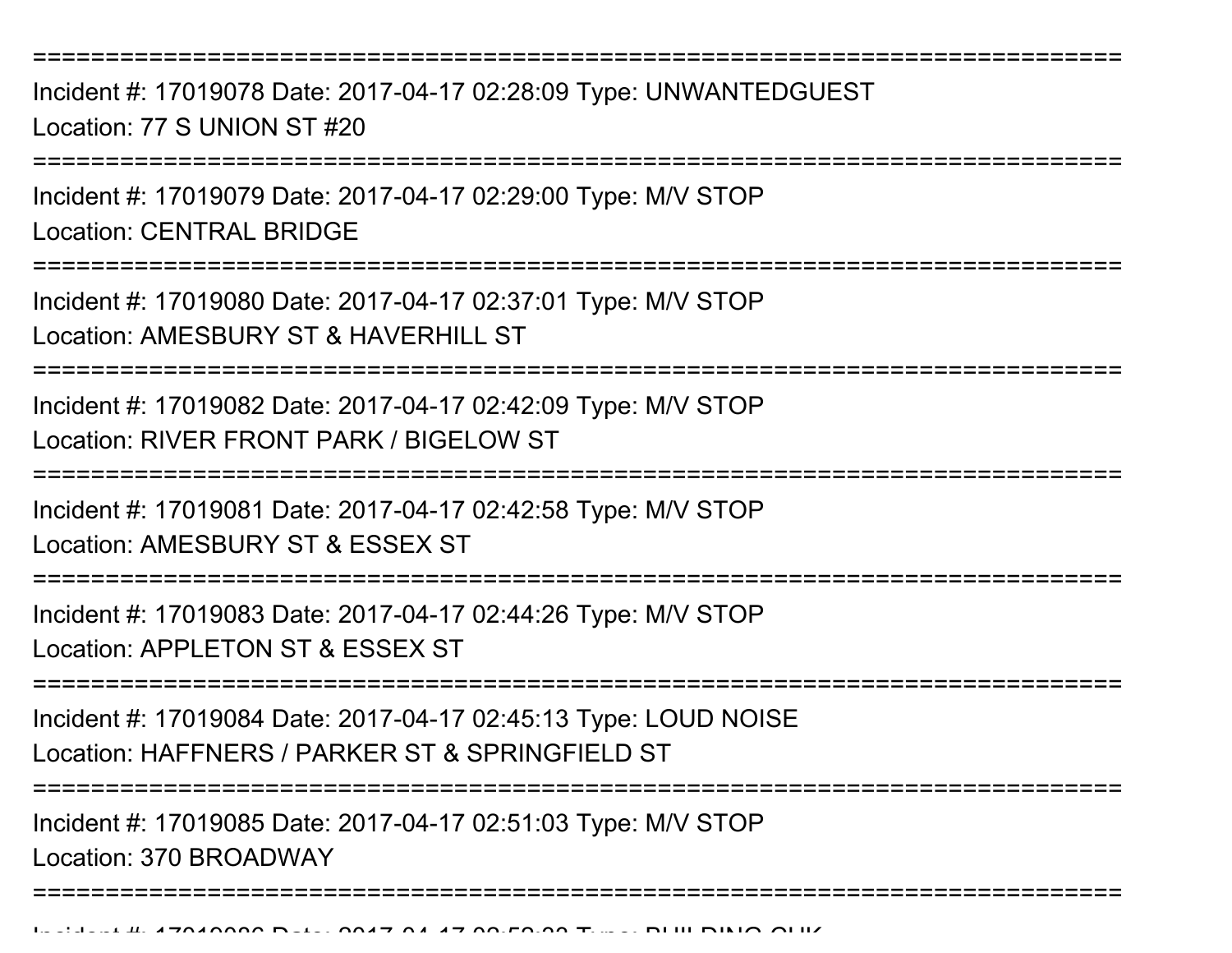===============================================================================

Incident #: 17019078 Date: 2017-04-17 02:28:09 Type: UNWANTEDGUEST
Location: 77 S UNION ST #20

===============================================================================

Incident #: 17019079 Date: 2017-04-17 02:29:00 Type: M/V STOP
Location: CENTRAL BRIDGE

===============================================================================

Incident #: 17019080 Date: 2017-04-17 02:37:01 Type: M/V STOP
Location: AMESBURY ST & HAVERHILL ST

===============================================================================

Incident #: 17019082 Date: 2017-04-17 02:42:09 Type: M/V STOP
Location: RIVER FRONT PARK / BIGELOW ST

===============================================================================

Incident #: 17019081 Date: 2017-04-17 02:42:58 Type: M/V STOP
Location: AMESBURY ST & ESSEX ST

===============================================================================

Incident #: 17019083 Date: 2017-04-17 02:44:26 Type: M/V STOP
Location: APPLETON ST & ESSEX ST

===============================================================================

Incident #: 17019084 Date: 2017-04-17 02:45:13 Type: LOUD NOISE
Location: HAFFNERS / PARKER ST & SPRINGFIELD ST

===============================================================================

Incident #: 17019085 Date: 2017-04-17 02:51:03 Type: M/V STOP
Location: 370 BROADWAY

===============================================================================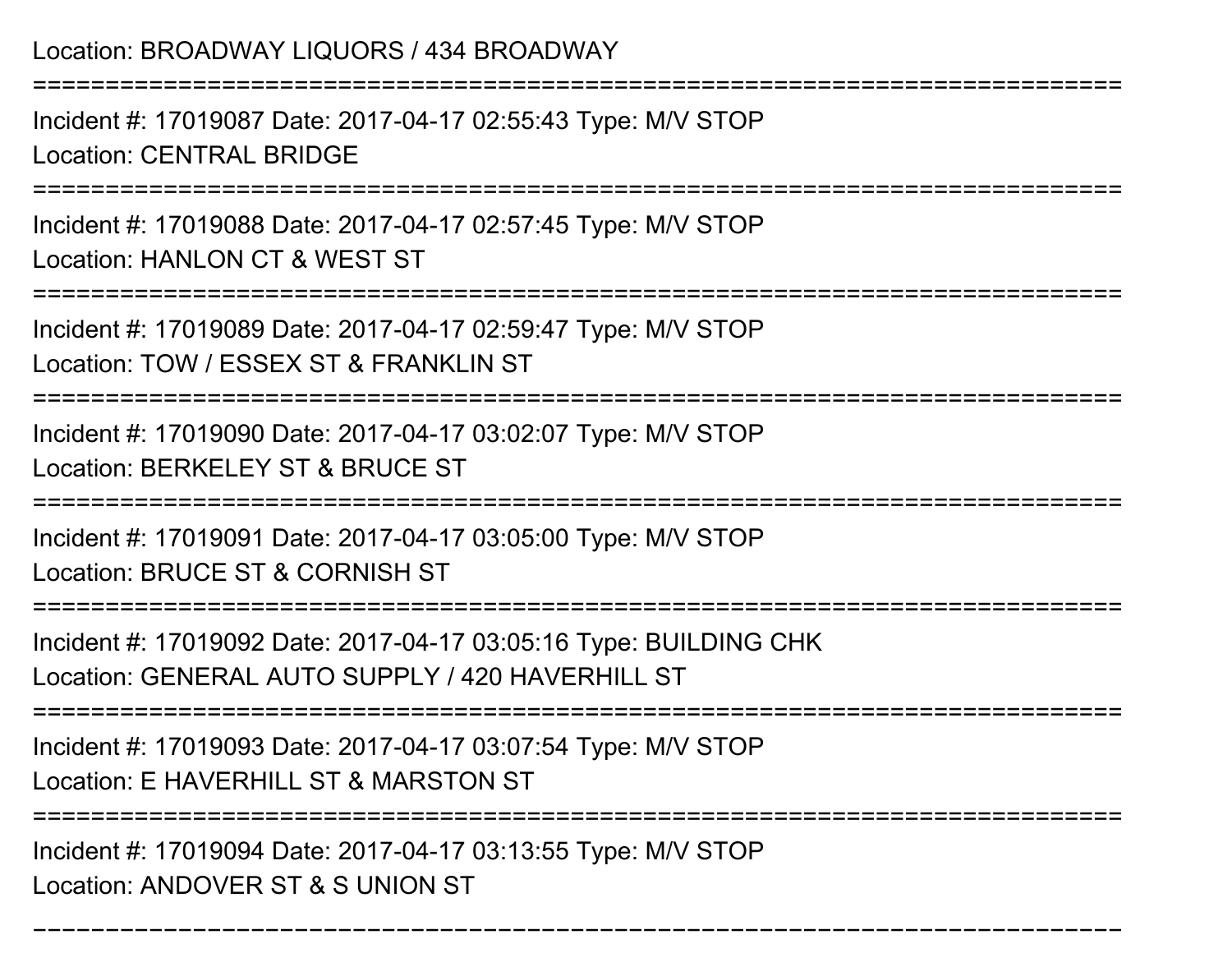Location: BROADWAY LIQUORS / 434 BROADWAY

===========================================================================

Incident #: 17019087 Date: 2017-04-17 02:55:43 Type: M/V STOP

Location: CENTRAL BRIDGE

===========================================================================

Incident #: 17019088 Date: 2017-04-17 02:57:45 Type: M/V STOP

Location: HANLON CT & WEST ST

===========================================================================

Incident #: 17019089 Date: 2017-04-17 02:59:47 Type: M/V STOP

Location: TOW / ESSEX ST & FRANKLIN ST

===========================================================================

Incident #: 17019090 Date: 2017-04-17 03:02:07 Type: M/V STOP

Location: BERKELEY ST & BRUCE ST

===========================================================================

Incident #: 17019091 Date: 2017-04-17 03:05:00 Type: M/V STOP

Location: BRUCE ST & CORNISH ST

===========================================================================

Incident #: 17019092 Date: 2017-04-17 03:05:16 Type: BUILDING CHK

Location: GENERAL AUTO SUPPLY / 420 HAVERHILL ST

===========================================================================

Incident #: 17019093 Date: 2017-04-17 03:07:54 Type: M/V STOP

Location: E HAVERHILL ST & MARSTON ST

===========================================================================

Incident #: 17019094 Date: 2017-04-17 03:13:55 Type: M/V STOP

Location: ANDOVER ST & S UNION ST

===========================================================================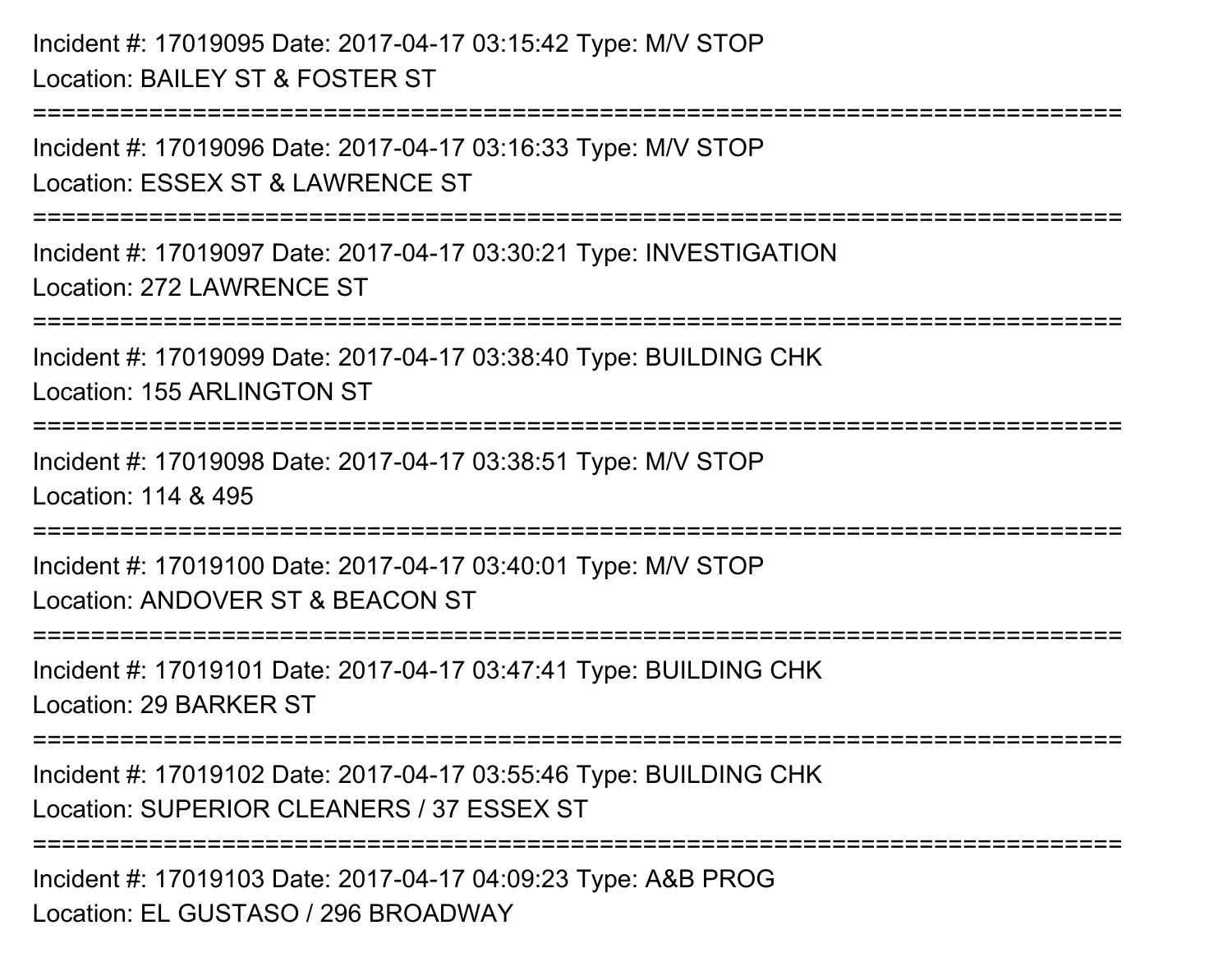Incident #: 17019095 Date: 2017-04-17 03:15:42 Type: M/V STOP
Location: BAILEY ST & FOSTER ST

===========================================================================

Incident #: 17019096 Date: 2017-04-17 03:16:33 Type: M/V STOP
Location: ESSEX ST & LAWRENCE ST

===========================================================================

Incident #: 17019097 Date: 2017-04-17 03:30:21 Type: INVESTIGATION
Location: 272 LAWRENCE ST

===========================================================================

Incident #: 17019099 Date: 2017-04-17 03:38:40 Type: BUILDING CHK
Location: 155 ARLINGTON ST

===========================================================================

Incident #: 17019098 Date: 2017-04-17 03:38:51 Type: M/V STOP
Location: 114 & 495

===========================================================================

Incident #: 17019100 Date: 2017-04-17 03:40:01 Type: M/V STOP
Location: ANDOVER ST & BEACON ST

===========================================================================

Incident #: 17019101 Date: 2017-04-17 03:47:41 Type: BUILDING CHK
Location: 29 BARKER ST

===========================================================================

Incident #: 17019102 Date: 2017-04-17 03:55:46 Type: BUILDING CHK
Location: SUPERIOR CLEANERS / 37 ESSEX ST

===========================================================================

Incident #: 17019103 Date: 2017-04-17 04:09:23 Type: A&B PROG
Location: EL GUSTASO / 296 BROADWAY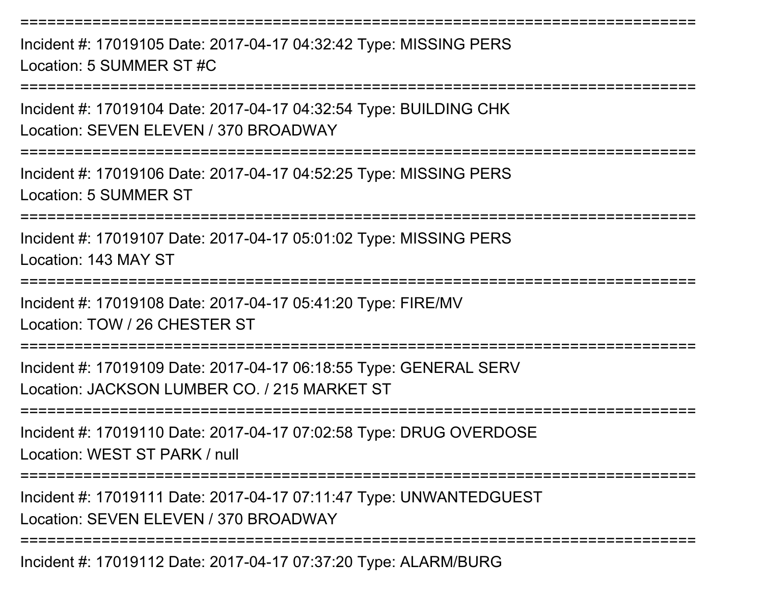================================================================================

Incident #: 17019105 Date: 2017-04-17 04:32:42 Type: MISSING PERS
Location: 5 SUMMER ST #C

================================================================================

Incident #: 17019104 Date: 2017-04-17 04:32:54 Type: BUILDING CHK
Location: SEVEN ELEVEN / 370 BROADWAY

================================================================================

Incident #: 17019106 Date: 2017-04-17 04:52:25 Type: MISSING PERS
Location: 5 SUMMER ST

================================================================================

Incident #: 17019107 Date: 2017-04-17 05:01:02 Type: MISSING PERS
Location: 143 MAY ST

================================================================================

Incident #: 17019108 Date: 2017-04-17 05:41:20 Type: FIRE/MV
Location: TOW / 26 CHESTER ST

================================================================================

Incident #: 17019109 Date: 2017-04-17 06:18:55 Type: GENERAL SERV
Location: JACKSON LUMBER CO. / 215 MARKET ST

================================================================================

Incident #: 17019110 Date: 2017-04-17 07:02:58 Type: DRUG OVERDOSE
Location: WEST ST PARK / null

================================================================================

Incident #: 17019111 Date: 2017-04-17 07:11:47 Type: UNWANTEDGUEST
Location: SEVEN ELEVEN / 370 BROADWAY

================================================================================

Incident #: 17019112 Date: 2017-04-17 07:37:20 Type: ALARM/BURG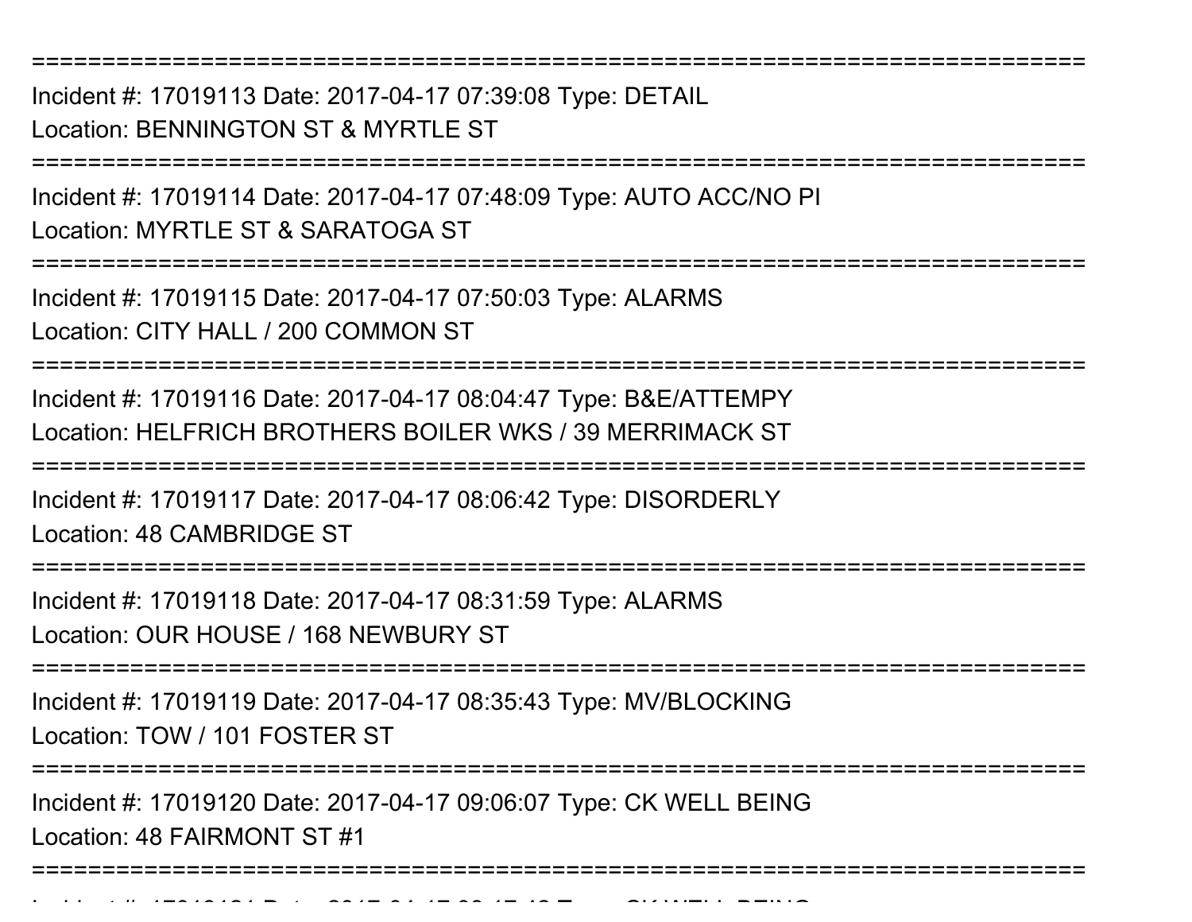==============================================================================

Incident #: 17019113 Date: 2017-04-17 07:39:08 Type: DETAIL

Location: BENNINGTON ST & MYRTLE ST

==============================================================================

Incident #: 17019114 Date: 2017-04-17 07:48:09 Type: AUTO ACC/NO PI

Location: MYRTLE ST & SARATOGA ST

==============================================================================

Incident #: 17019115 Date: 2017-04-17 07:50:03 Type: ALARMS

Location: CITY HALL / 200 COMMON ST

==============================================================================

Incident #: 17019116 Date: 2017-04-17 08:04:47 Type: B&E/ATTEMPY

Location: HELFRICH BROTHERS BOILER WKS / 39 MERRIMACK ST

==============================================================================

Incident #: 17019117 Date: 2017-04-17 08:06:42 Type: DISORDERLY

Location: 48 CAMBRIDGE ST

==============================================================================

Incident #: 17019118 Date: 2017-04-17 08:31:59 Type: ALARMS

Location: OUR HOUSE / 168 NEWBURY ST

==============================================================================

Incident #: 17019119 Date: 2017-04-17 08:35:43 Type: MV/BLOCKING

Location: TOW / 101 FOSTER ST

==============================================================================

Incident #: 17019120 Date: 2017-04-17 09:06:07 Type: CK WELL BEING

Location: 48 FAIRMONT ST #1

==============================================================================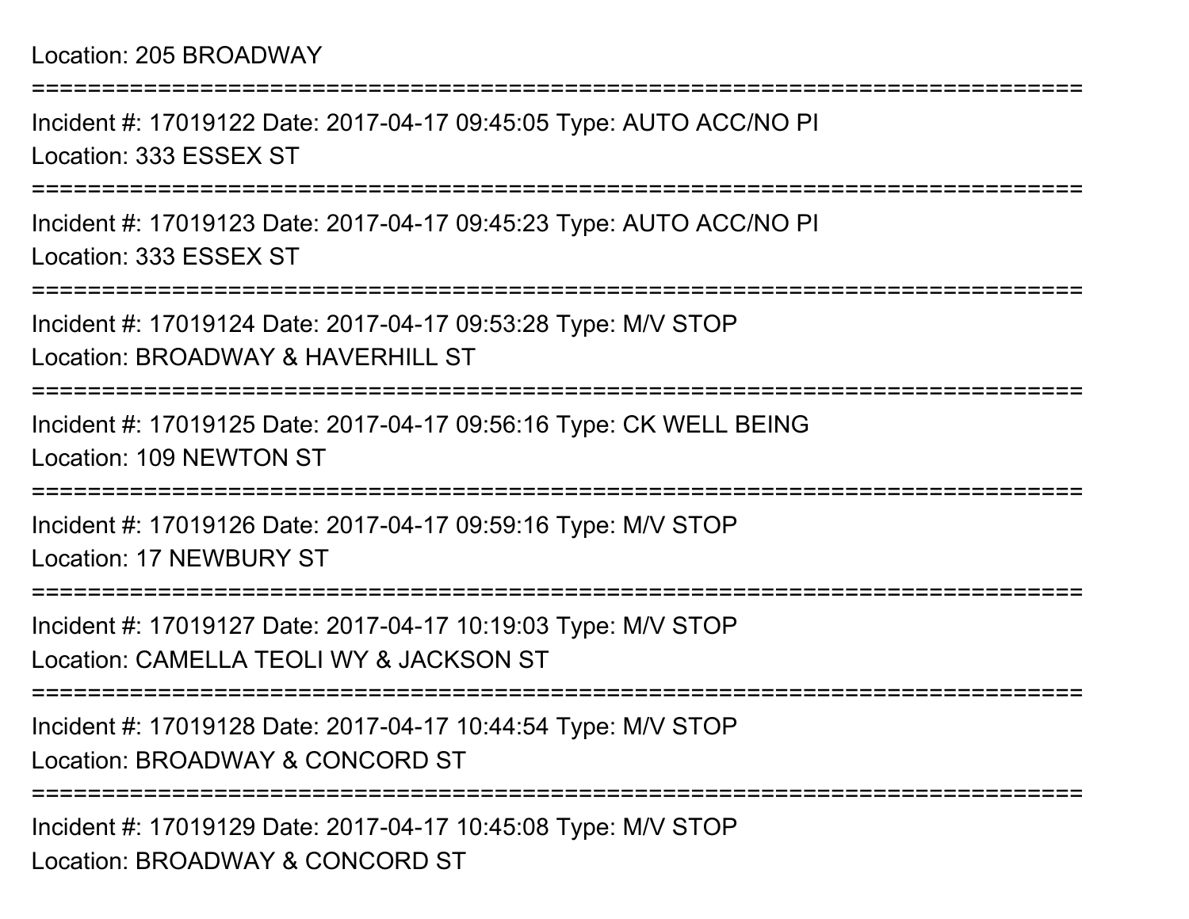Location: 205 BROADWAY

===========================================================================

Incident #: 17019122 Date: 2017-04-17 09:45:05 Type: AUTO ACC/NO PI

Location: 333 ESSEX ST

===========================================================================

Incident #: 17019123 Date: 2017-04-17 09:45:23 Type: AUTO ACC/NO PI

Location: 333 ESSEX ST

===========================================================================

Incident #: 17019124 Date: 2017-04-17 09:53:28 Type: M/V STOP

Location: BROADWAY & HAVERHILL ST

===========================================================================

Incident #: 17019125 Date: 2017-04-17 09:56:16 Type: CK WELL BEING

Location: 109 NEWTON ST

===========================================================================

Incident #: 17019126 Date: 2017-04-17 09:59:16 Type: M/V STOP

Location: 17 NEWBURY ST

===========================================================================

Incident #: 17019127 Date: 2017-04-17 10:19:03 Type: M/V STOP

Location: CAMELLA TEOLI WY & JACKSON ST

===========================================================================

Incident #: 17019128 Date: 2017-04-17 10:44:54 Type: M/V STOP

Location: BROADWAY & CONCORD ST

===========================================================================

Incident #: 17019129 Date: 2017-04-17 10:45:08 Type: M/V STOP

Location: BROADWAY & CONCORD ST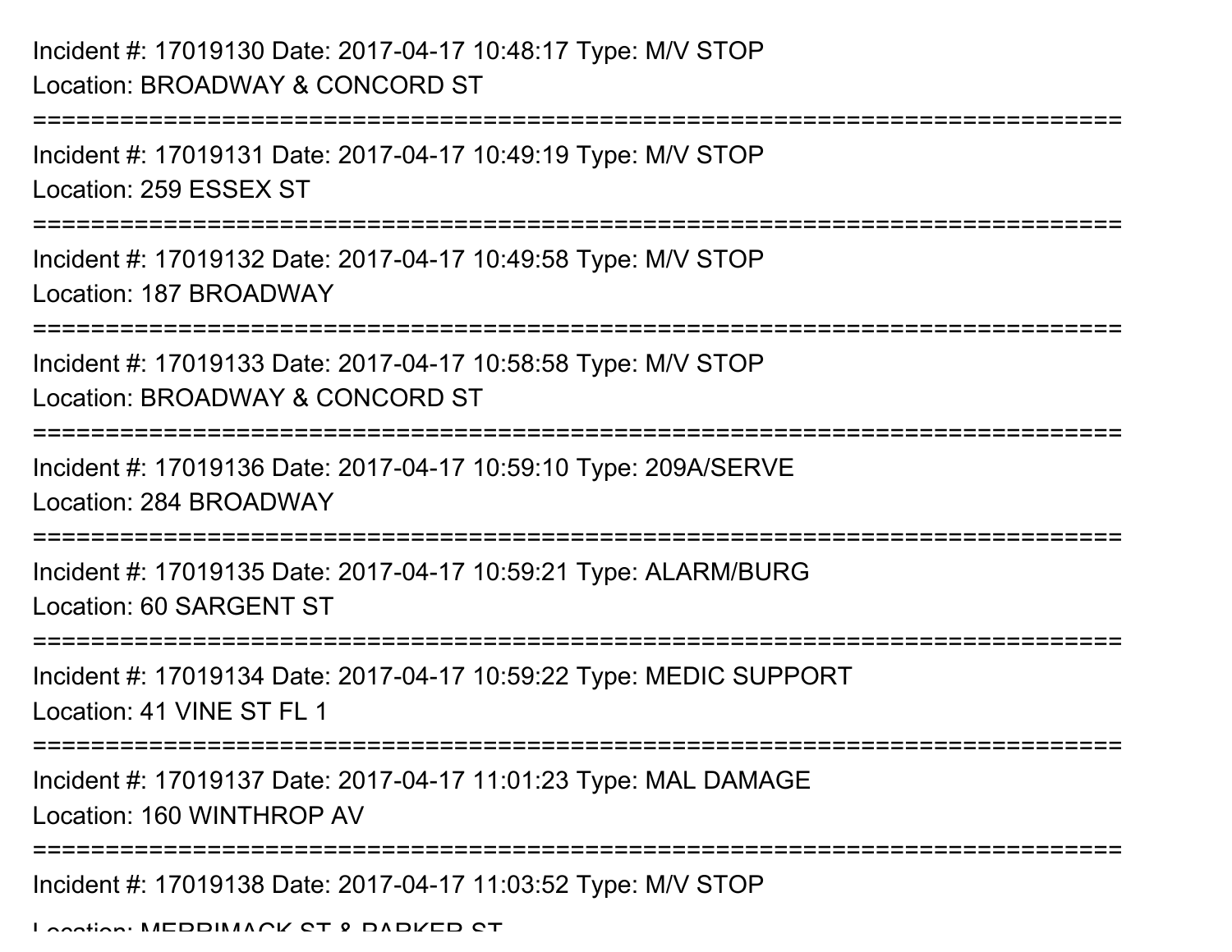Incident #: 17019130 Date: 2017-04-17 10:48:17 Type: M/V STOP
Location: BROADWAY & CONCORD ST

===========================================================================

Incident #: 17019131 Date: 2017-04-17 10:49:19 Type: M/V STOP
Location: 259 ESSEX ST

===========================================================================

Incident #: 17019132 Date: 2017-04-17 10:49:58 Type: M/V STOP
Location: 187 BROADWAY

===========================================================================

Incident #: 17019133 Date: 2017-04-17 10:58:58 Type: M/V STOP
Location: BROADWAY & CONCORD ST

===========================================================================

Incident #: 17019136 Date: 2017-04-17 10:59:10 Type: 209A/SERVE
Location: 284 BROADWAY

===========================================================================

Incident #: 17019135 Date: 2017-04-17 10:59:21 Type: ALARM/BURG
Location: 60 SARGENT ST

===========================================================================

Incident #: 17019134 Date: 2017-04-17 10:59:22 Type: MEDIC SUPPORT
Location: 41 VINE ST FL 1

===========================================================================

Incident #: 17019137 Date: 2017-04-17 11:01:23 Type: MAL DAMAGE
Location: 160 WINTHROP AV

===========================================================================

Incident #: 17019138 Date: 2017-04-17 11:03:52 Type: M/V STOP
Location: MERRIMACK ST & PARKER ST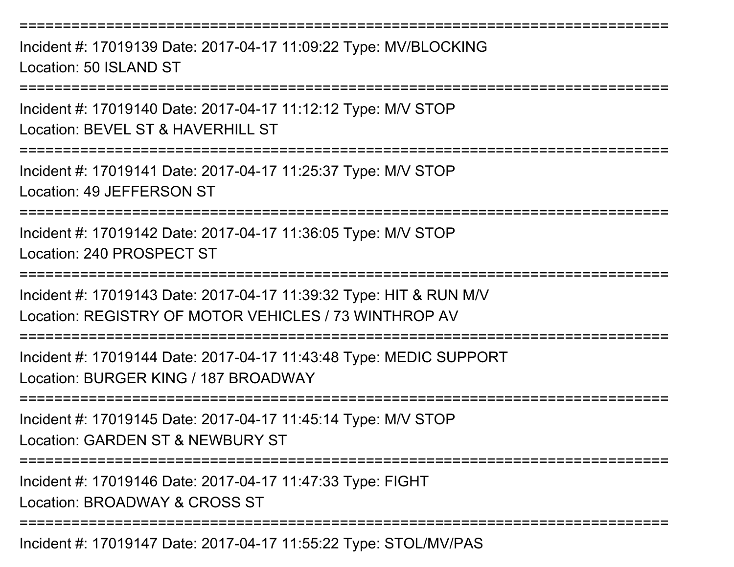===========================================================================
Incident #: 17019139 Date: 2017-04-17 11:09:22 Type: MV/BLOCKING
Location: 50 ISLAND ST
===========================================================================
Incident #: 17019140 Date: 2017-04-17 11:12:12 Type: M/V STOP
Location: BEVEL ST & HAVERHILL ST
===========================================================================
Incident #: 17019141 Date: 2017-04-17 11:25:37 Type: M/V STOP
Location: 49 JEFFERSON ST
===========================================================================
Incident #: 17019142 Date: 2017-04-17 11:36:05 Type: M/V STOP
Location: 240 PROSPECT ST
===========================================================================
Incident #: 17019143 Date: 2017-04-17 11:39:32 Type: HIT & RUN M/V
Location: REGISTRY OF MOTOR VEHICLES / 73 WINTHROP AV
===========================================================================
Incident #: 17019144 Date: 2017-04-17 11:43:48 Type: MEDIC SUPPORT
Location: BURGER KING / 187 BROADWAY
===========================================================================
Incident #: 17019145 Date: 2017-04-17 11:45:14 Type: M/V STOP
Location: GARDEN ST & NEWBURY ST
===========================================================================
Incident #: 17019146 Date: 2017-04-17 11:47:33 Type: FIGHT
Location: BROADWAY & CROSS ST
===========================================================================
Incident #: 17019147 Date: 2017-04-17 11:55:22 Type: STOL/MV/PAS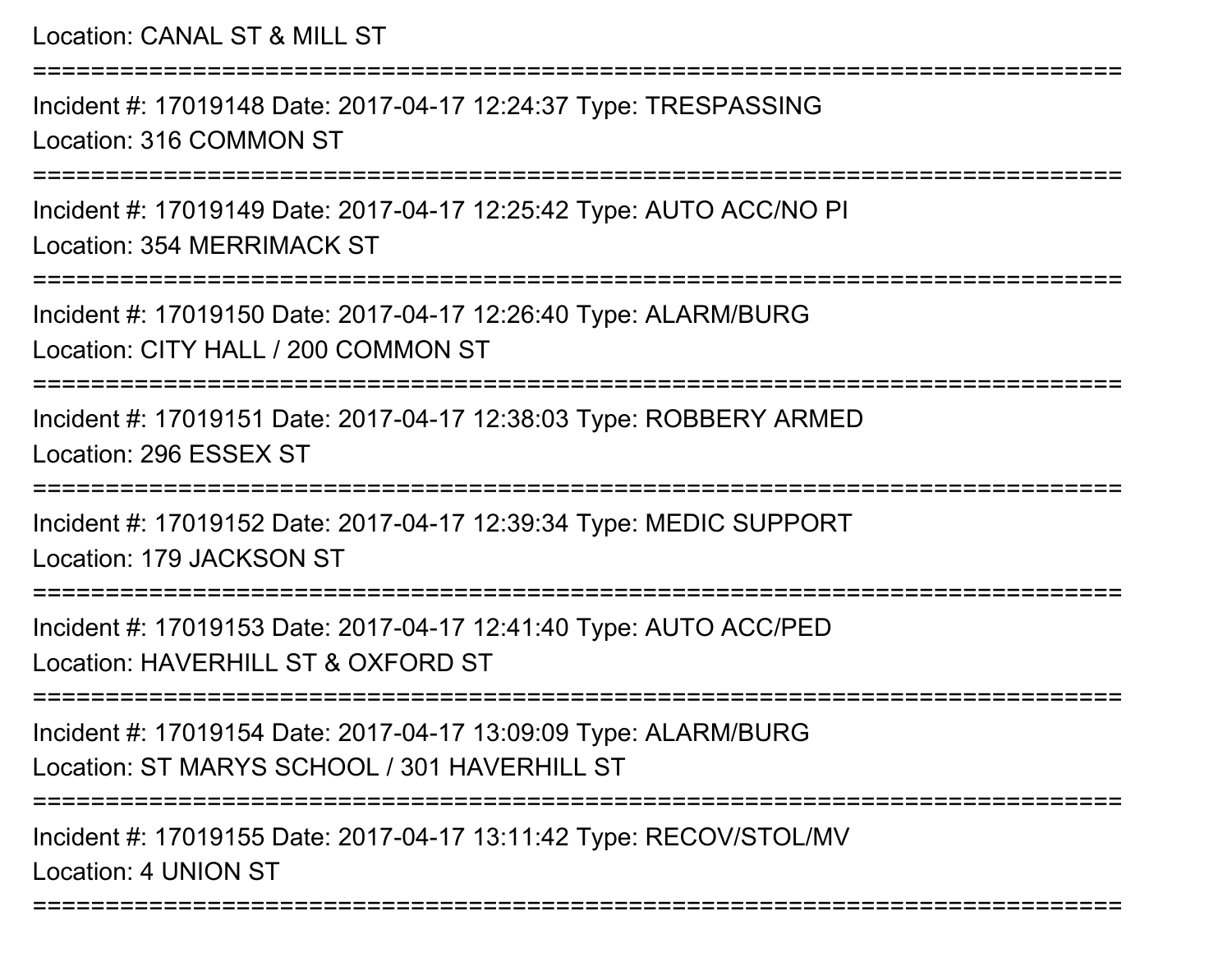Location: CANAL ST & MILL ST

===========================================================================

Incident #: 17019148 Date: 2017-04-17 12:24:37 Type: TRESPASSING

Location: 316 COMMON ST

===========================================================================

Incident #: 17019149 Date: 2017-04-17 12:25:42 Type: AUTO ACC/NO PI

Location: 354 MERRIMACK ST

===========================================================================

Incident #: 17019150 Date: 2017-04-17 12:26:40 Type: ALARM/BURG

Location: CITY HALL / 200 COMMON ST

===========================================================================

Incident #: 17019151 Date: 2017-04-17 12:38:03 Type: ROBBERY ARMED

Location: 296 ESSEX ST

===========================================================================

Incident #: 17019152 Date: 2017-04-17 12:39:34 Type: MEDIC SUPPORT

Location: 179 JACKSON ST

===========================================================================

Incident #: 17019153 Date: 2017-04-17 12:41:40 Type: AUTO ACC/PED

Location: HAVERHILL ST & OXFORD ST

===========================================================================

Incident #: 17019154 Date: 2017-04-17 13:09:09 Type: ALARM/BURG

Location: ST MARYS SCHOOL / 301 HAVERHILL ST

===========================================================================

Incident #: 17019155 Date: 2017-04-17 13:11:42 Type: RECOV/STOL/MV

Location: 4 UNION ST

===========================================================================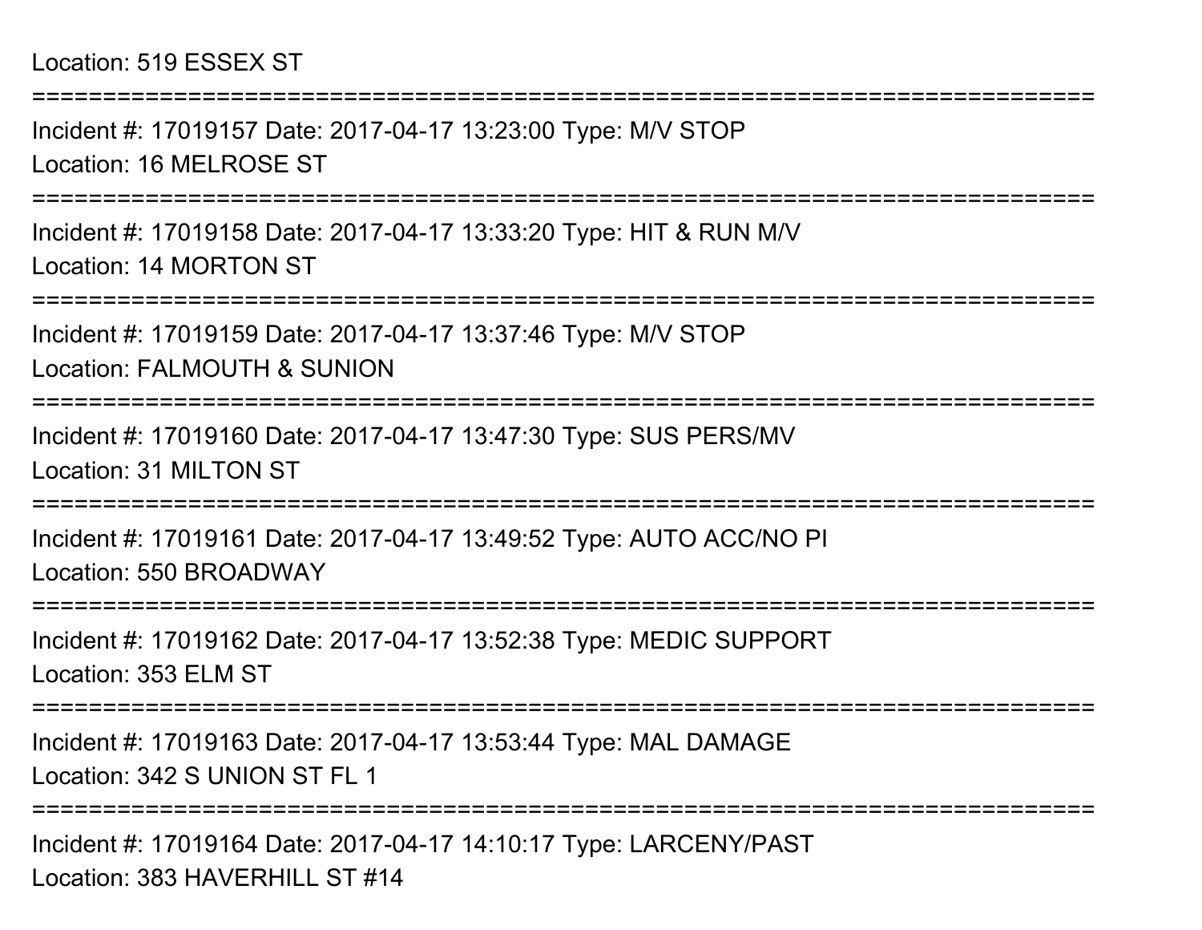Location: 519 ESSEX ST

===========================================================================

Incident #: 17019157 Date: 2017-04-17 13:23:00 Type: M/V STOP
Location: 16 MELROSE ST

===========================================================================

Incident #: 17019158 Date: 2017-04-17 13:33:20 Type: HIT & RUN M/V
Location: 14 MORTON ST

===========================================================================

Incident #: 17019159 Date: 2017-04-17 13:37:46 Type: M/V STOP
Location: FALMOUTH & SUNION

===========================================================================

Incident #: 17019160 Date: 2017-04-17 13:47:30 Type: SUS PERS/MV
Location: 31 MILTON ST

===========================================================================

Incident #: 17019161 Date: 2017-04-17 13:49:52 Type: AUTO ACC/NO PI
Location: 550 BROADWAY

===========================================================================

Incident #: 17019162 Date: 2017-04-17 13:52:38 Type: MEDIC SUPPORT
Location: 353 ELM ST

===========================================================================

Incident #: 17019163 Date: 2017-04-17 13:53:44 Type: MAL DAMAGE
Location: 342 S UNION ST FL 1

===========================================================================

Incident #: 17019164 Date: 2017-04-17 14:10:17 Type: LARCENY/PAST
Location: 383 HAVERHILL ST #14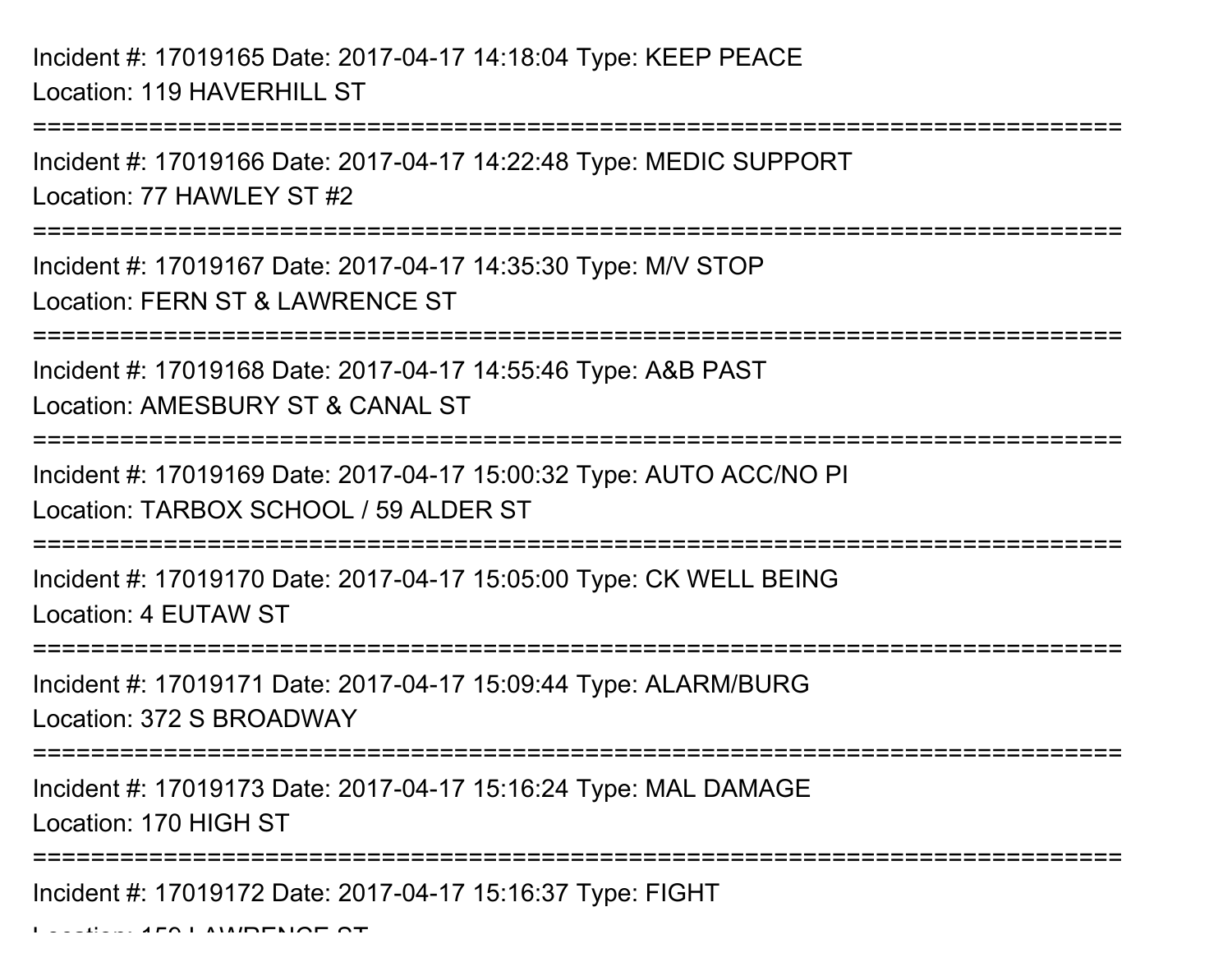Incident #: 17019165 Date: 2017-04-17 14:18:04 Type: KEEP PEACE
Location: 119 HAVERHILL ST

===========================================================================

Incident #: 17019166 Date: 2017-04-17 14:22:48 Type: MEDIC SUPPORT
Location: 77 HAWLEY ST #2

===========================================================================

Incident #: 17019167 Date: 2017-04-17 14:35:30 Type: M/V STOP
Location: FERN ST & LAWRENCE ST

===========================================================================

Incident #: 17019168 Date: 2017-04-17 14:55:46 Type: A&B PAST
Location: AMESBURY ST & CANAL ST

===========================================================================

Incident #: 17019169 Date: 2017-04-17 15:00:32 Type: AUTO ACC/NO PI
Location: TARBOX SCHOOL / 59 ALDER ST

===========================================================================

Incident #: 17019170 Date: 2017-04-17 15:05:00 Type: CK WELL BEING
Location: 4 EUTAW ST

===========================================================================

Incident #: 17019171 Date: 2017-04-17 15:09:44 Type: ALARM/BURG
Location: 372 S BROADWAY

===========================================================================

Incident #: 17019173 Date: 2017-04-17 15:16:24 Type: MAL DAMAGE
Location: 170 HIGH ST

===========================================================================

Incident #: 17019172 Date: 2017-04-17 15:16:37 Type: FIGHT
Location: 150 LAWRENCE ST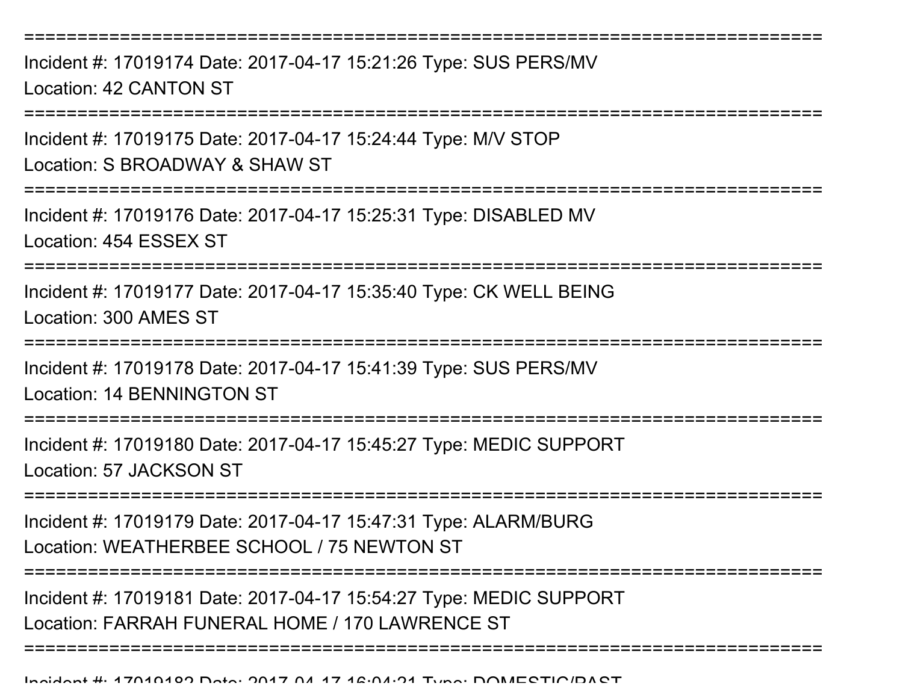================================================================================

Incident #: 17019174 Date: 2017-04-17 15:21:26 Type: SUS PERS/MV
Location: 42 CANTON ST

================================================================================

Incident #: 17019175 Date: 2017-04-17 15:24:44 Type: M/V STOP
Location: S BROADWAY & SHAW ST

================================================================================

Incident #: 17019176 Date: 2017-04-17 15:25:31 Type: DISABLED MV
Location: 454 ESSEX ST

================================================================================

Incident #: 17019177 Date: 2017-04-17 15:35:40 Type: CK WELL BEING
Location: 300 AMES ST

================================================================================

Incident #: 17019178 Date: 2017-04-17 15:41:39 Type: SUS PERS/MV
Location: 14 BENNINGTON ST

================================================================================

Incident #: 17019180 Date: 2017-04-17 15:45:27 Type: MEDIC SUPPORT
Location: 57 JACKSON ST

================================================================================

Incident #: 17019179 Date: 2017-04-17 15:47:31 Type: ALARM/BURG
Location: WEATHERBEE SCHOOL / 75 NEWTON ST

================================================================================

Incident #: 17019181 Date: 2017-04-17 15:54:27 Type: MEDIC SUPPORT
Location: FARRAH FUNERAL HOME / 170 LAWRENCE ST

================================================================================

Incident #: 17019182 Date: 2017-04-17 16:04:21 Type: DOMESTIC/PAST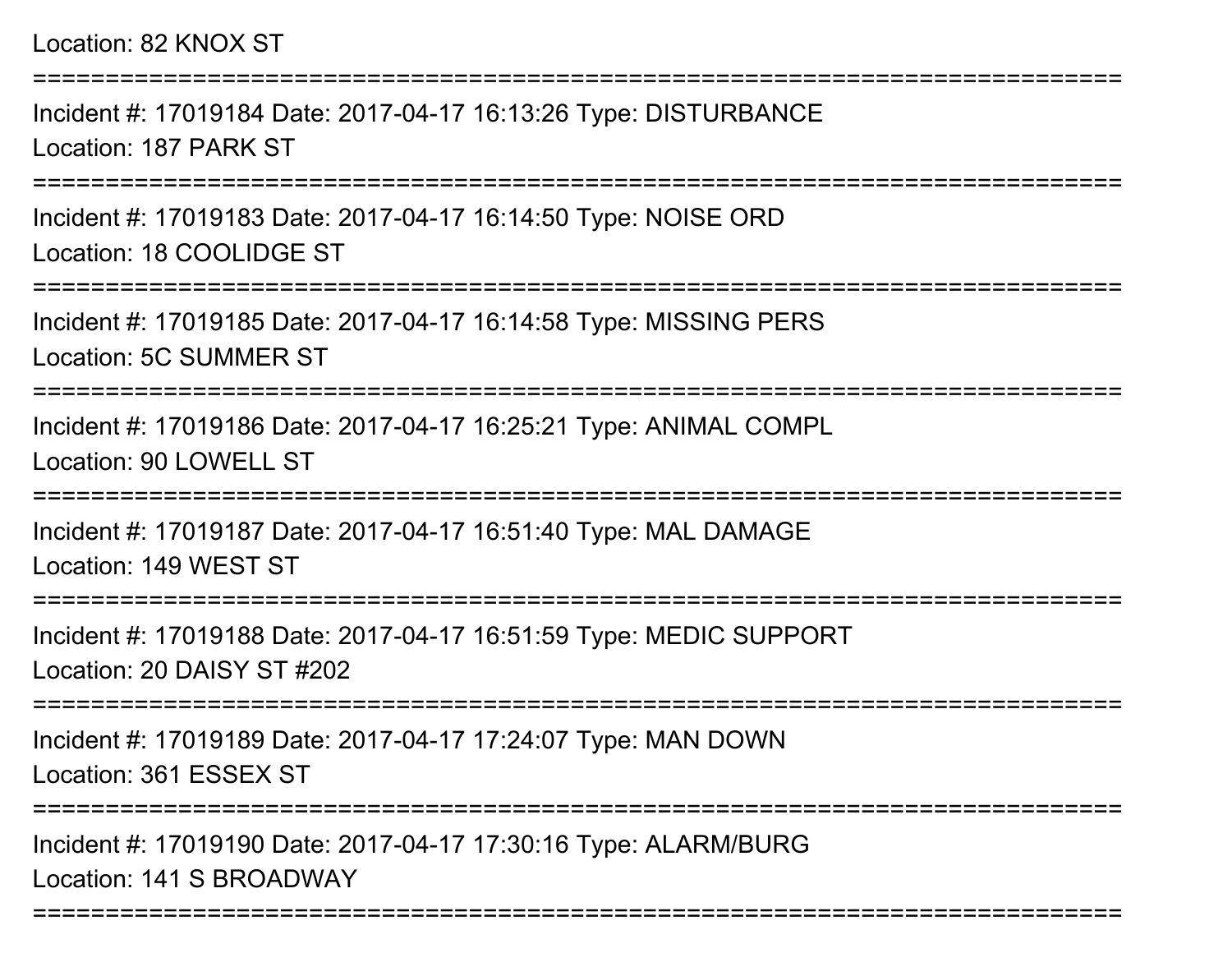Location: 82 KNOX ST

===========================================================================

Incident #: 17019184 Date: 2017-04-17 16:13:26 Type: DISTURBANCE

Location: 187 PARK ST

===========================================================================

Incident #: 17019183 Date: 2017-04-17 16:14:50 Type: NOISE ORD

Location: 18 COOLIDGE ST

===========================================================================

Incident #: 17019185 Date: 2017-04-17 16:14:58 Type: MISSING PERS

Location: 5C SUMMER ST

===========================================================================

Incident #: 17019186 Date: 2017-04-17 16:25:21 Type: ANIMAL COMPL

Location: 90 LOWELL ST

===========================================================================

Incident #: 17019187 Date: 2017-04-17 16:51:40 Type: MAL DAMAGE

Location: 149 WEST ST

===========================================================================

Incident #: 17019188 Date: 2017-04-17 16:51:59 Type: MEDIC SUPPORT

Location: 20 DAISY ST #202

===========================================================================

Incident #: 17019189 Date: 2017-04-17 17:24:07 Type: MAN DOWN

Location: 361 ESSEX ST

===========================================================================

Incident #: 17019190 Date: 2017-04-17 17:30:16 Type: ALARM/BURG

Location: 141 S BROADWAY

===========================================================================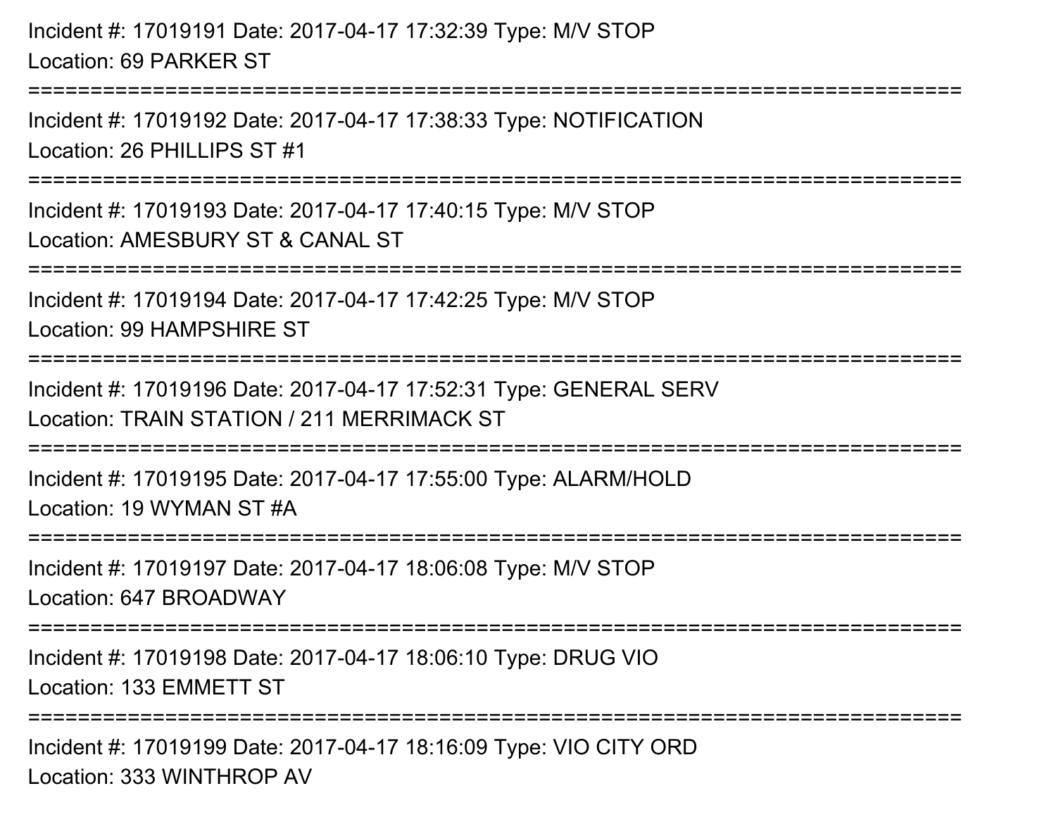Incident #: 17019191 Date: 2017-04-17 17:32:39 Type: M/V STOP
Location: 69 PARKER ST

===========================================================================

Incident #: 17019192 Date: 2017-04-17 17:38:33 Type: NOTIFICATION
Location: 26 PHILLIPS ST #1

===========================================================================

Incident #: 17019193 Date: 2017-04-17 17:40:15 Type: M/V STOP
Location: AMESBURY ST & CANAL ST

===========================================================================

Incident #: 17019194 Date: 2017-04-17 17:42:25 Type: M/V STOP
Location: 99 HAMPSHIRE ST

===========================================================================

Incident #: 17019196 Date: 2017-04-17 17:52:31 Type: GENERAL SERV
Location: TRAIN STATION / 211 MERRIMACK ST

===========================================================================

Incident #: 17019195 Date: 2017-04-17 17:55:00 Type: ALARM/HOLD
Location: 19 WYMAN ST #A

===========================================================================

Incident #: 17019197 Date: 2017-04-17 18:06:08 Type: M/V STOP
Location: 647 BROADWAY

===========================================================================

Incident #: 17019198 Date: 2017-04-17 18:06:10 Type: DRUG VIO
Location: 133 EMMETT ST

===========================================================================

Incident #: 17019199 Date: 2017-04-17 18:16:09 Type: VIO CITY ORD
Location: 333 WINTHROP AV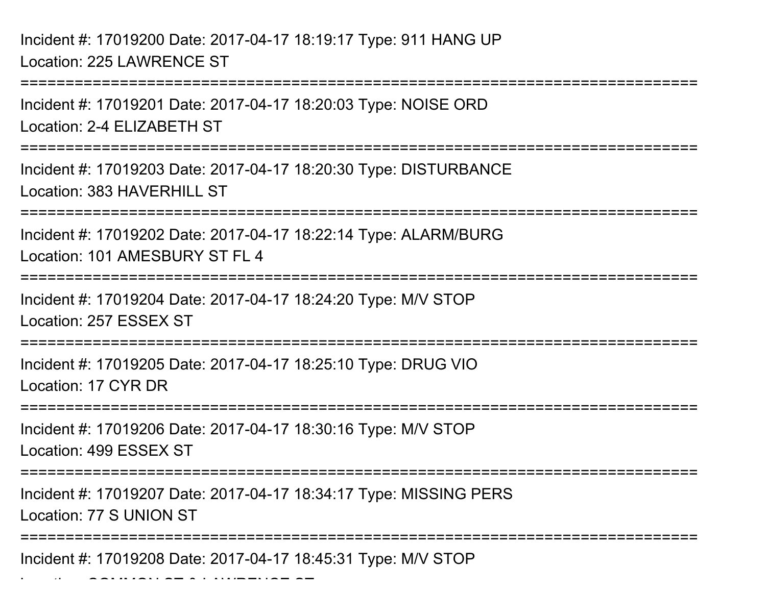Incident #: 17019200 Date: 2017-04-17 18:19:17 Type: 911 HANG UP
Location: 225 LAWRENCE ST

===========================================================================

Incident #: 17019201 Date: 2017-04-17 18:20:03 Type: NOISE ORD
Location: 2-4 ELIZABETH ST

===========================================================================

Incident #: 17019203 Date: 2017-04-17 18:20:30 Type: DISTURBANCE
Location: 383 HAVERHILL ST

===========================================================================

Incident #: 17019202 Date: 2017-04-17 18:22:14 Type: ALARM/BURG
Location: 101 AMESBURY ST FL 4

===========================================================================

Incident #: 17019204 Date: 2017-04-17 18:24:20 Type: M/V STOP
Location: 257 ESSEX ST

===========================================================================

Incident #: 17019205 Date: 2017-04-17 18:25:10 Type: DRUG VIO
Location: 17 CYR DR

===========================================================================

Incident #: 17019206 Date: 2017-04-17 18:30:16 Type: M/V STOP
Location: 499 ESSEX ST

===========================================================================

Incident #: 17019207 Date: 2017-04-17 18:34:17 Type: MISSING PERS
Location: 77 S UNION ST

===========================================================================

Incident #: 17019208 Date: 2017-04-17 18:45:31 Type: M/V STOP
Location: COMMON ST & LAWRENCE ST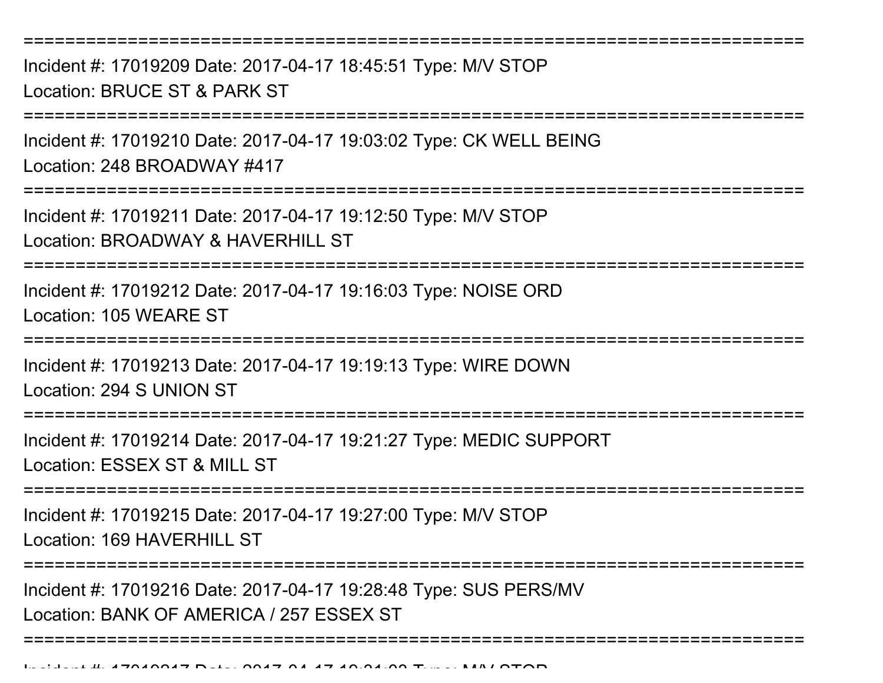===========================================================================

Incident #: 17019209 Date: 2017-04-17 18:45:51 Type: M/V STOP
Location: BRUCE ST & PARK ST

===========================================================================

Incident #: 17019210 Date: 2017-04-17 19:03:02 Type: CK WELL BEING
Location: 248 BROADWAY #417

===========================================================================

Incident #: 17019211 Date: 2017-04-17 19:12:50 Type: M/V STOP
Location: BROADWAY & HAVERHILL ST

===========================================================================

Incident #: 17019212 Date: 2017-04-17 19:16:03 Type: NOISE ORD
Location: 105 WEARE ST

===========================================================================

Incident #: 17019213 Date: 2017-04-17 19:19:13 Type: WIRE DOWN
Location: 294 S UNION ST

===========================================================================

Incident #: 17019214 Date: 2017-04-17 19:21:27 Type: MEDIC SUPPORT
Location: ESSEX ST & MILL ST

===========================================================================

Incident #: 17019215 Date: 2017-04-17 19:27:00 Type: M/V STOP
Location: 169 HAVERHILL ST

===========================================================================

Incident #: 17019216 Date: 2017-04-17 19:28:48 Type: SUS PERS/MV
Location: BANK OF AMERICA / 257 ESSEX ST

===========================================================================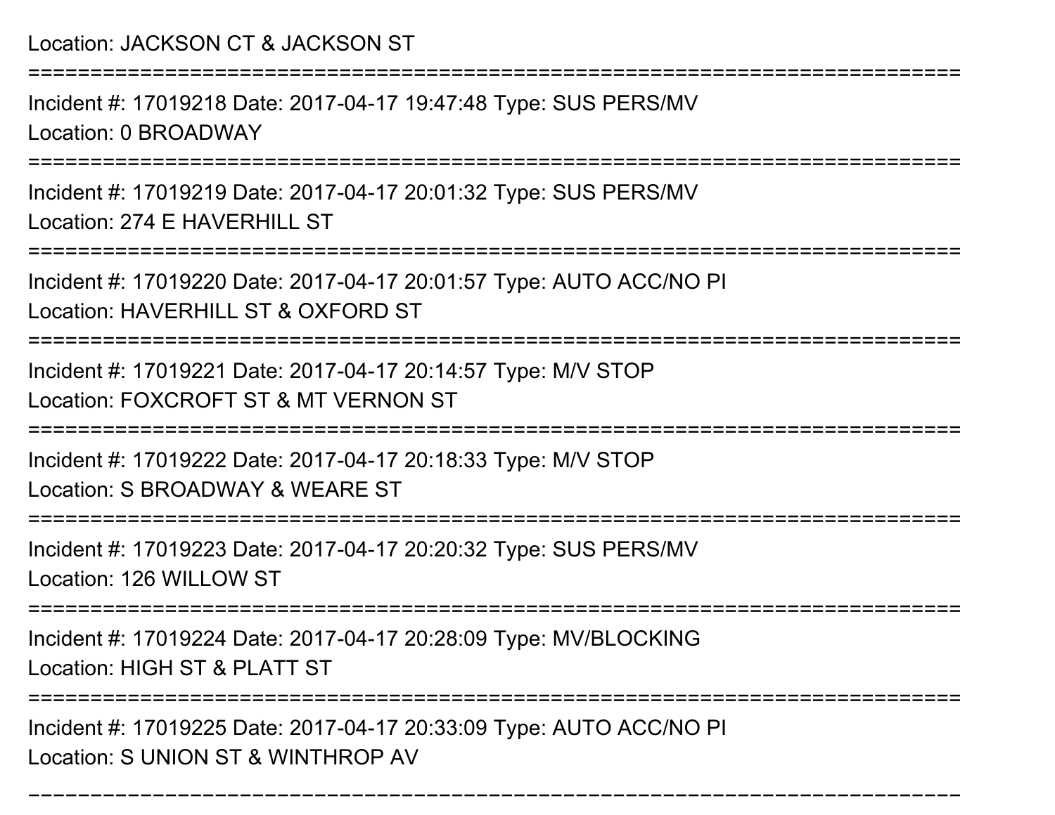Location: JACKSON CT & JACKSON ST

===========================================================================

Incident #: 17019218 Date: 2017-04-17 19:47:48 Type: SUS PERS/MV

Location: 0 BROADWAY

===========================================================================

Incident #: 17019219 Date: 2017-04-17 20:01:32 Type: SUS PERS/MV

Location: 274 E HAVERHILL ST

===========================================================================

Incident #: 17019220 Date: 2017-04-17 20:01:57 Type: AUTO ACC/NO PI

Location: HAVERHILL ST & OXFORD ST

===========================================================================

Incident #: 17019221 Date: 2017-04-17 20:14:57 Type: M/V STOP

Location: FOXCROFT ST & MT VERNON ST

===========================================================================

Incident #: 17019222 Date: 2017-04-17 20:18:33 Type: M/V STOP

Location: S BROADWAY & WEARE ST

===========================================================================

Incident #: 17019223 Date: 2017-04-17 20:20:32 Type: SUS PERS/MV

Location: 126 WILLOW ST

===========================================================================

Incident #: 17019224 Date: 2017-04-17 20:28:09 Type: MV/BLOCKING

Location: HIGH ST & PLATT ST

===========================================================================

Incident #: 17019225 Date: 2017-04-17 20:33:09 Type: AUTO ACC/NO PI

Location: S UNION ST & WINTHROP AV

===========================================================================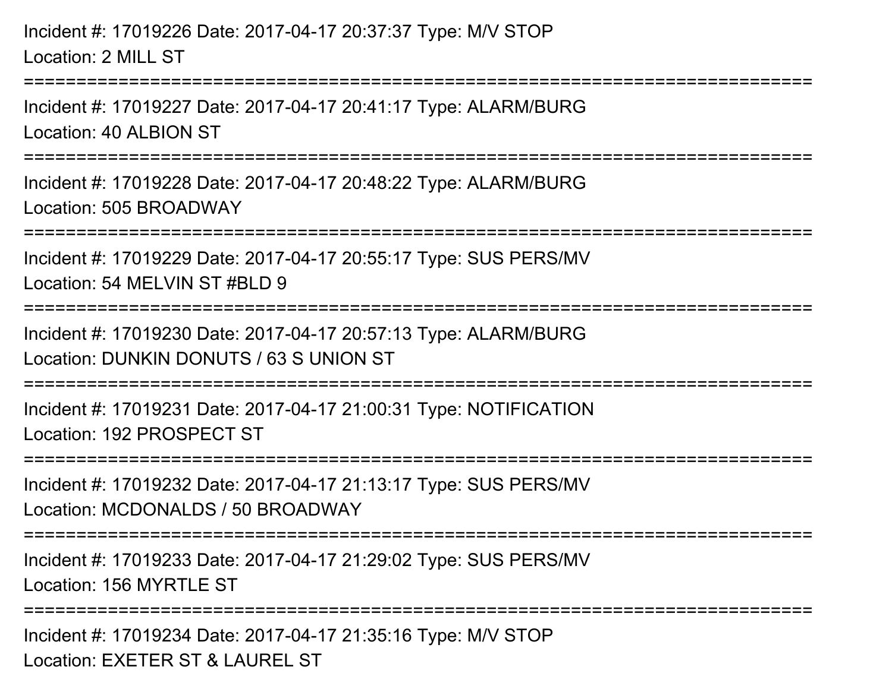Incident #: 17019226 Date: 2017-04-17 20:37:37 Type: M/V STOP
Location: 2 MILL ST

===========================================================================

Incident #: 17019227 Date: 2017-04-17 20:41:17 Type: ALARM/BURG
Location: 40 ALBION ST

===========================================================================

Incident #: 17019228 Date: 2017-04-17 20:48:22 Type: ALARM/BURG
Location: 505 BROADWAY

===========================================================================

Incident #: 17019229 Date: 2017-04-17 20:55:17 Type: SUS PERS/MV
Location: 54 MELVIN ST #BLD 9

===========================================================================

Incident #: 17019230 Date: 2017-04-17 20:57:13 Type: ALARM/BURG
Location: DUNKIN DONUTS / 63 S UNION ST

===========================================================================

Incident #: 17019231 Date: 2017-04-17 21:00:31 Type: NOTIFICATION
Location: 192 PROSPECT ST

===========================================================================

Incident #: 17019232 Date: 2017-04-17 21:13:17 Type: SUS PERS/MV
Location: MCDONALDS / 50 BROADWAY

===========================================================================

Incident #: 17019233 Date: 2017-04-17 21:29:02 Type: SUS PERS/MV
Location: 156 MYRTLE ST

===========================================================================

Incident #: 17019234 Date: 2017-04-17 21:35:16 Type: M/V STOP
Location: EXETER ST & LAUREL ST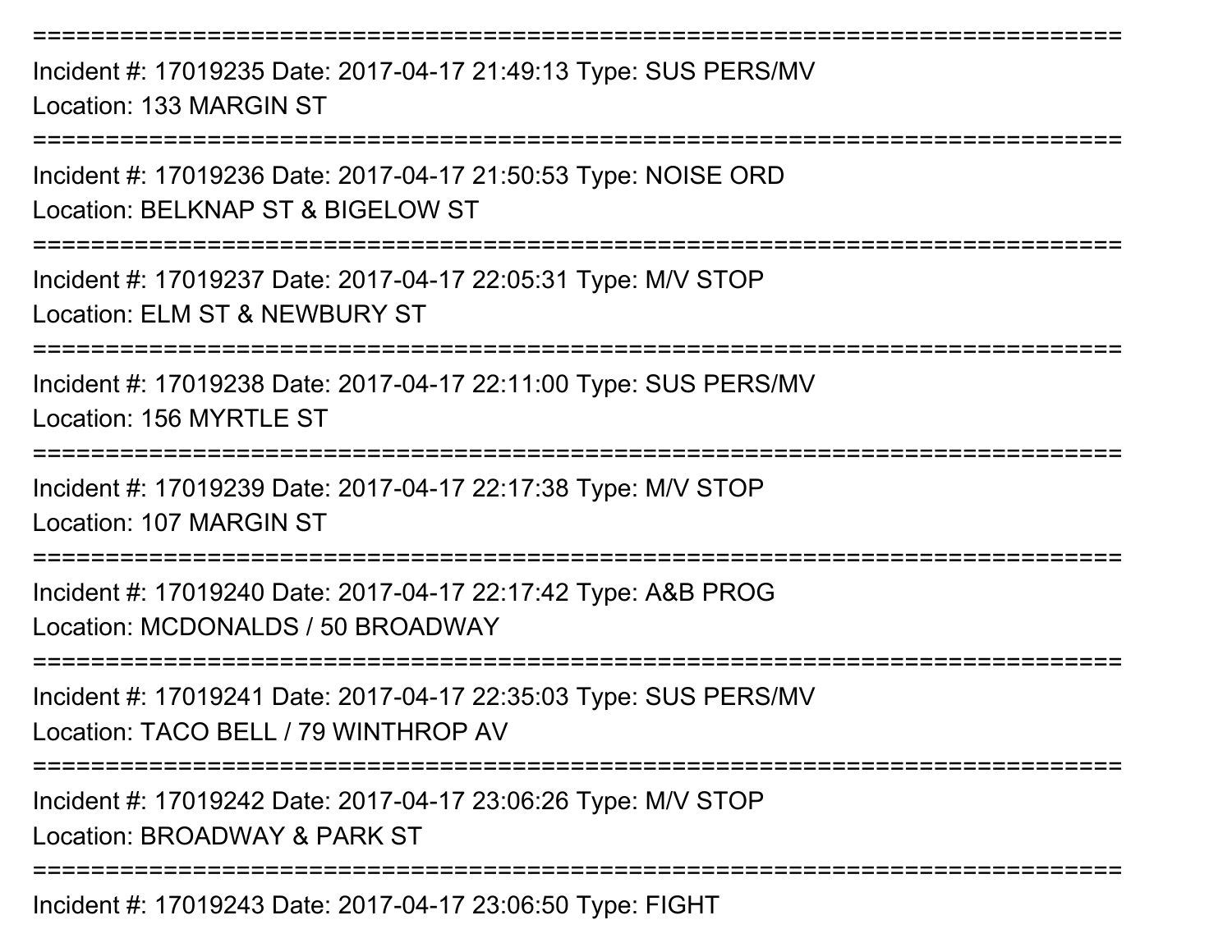===========================================================================
Incident #: 17019235 Date: 2017-04-17 21:49:13 Type: SUS PERS/MV
Location: 133 MARGIN ST
===========================================================================
Incident #: 17019236 Date: 2017-04-17 21:50:53 Type: NOISE ORD
Location: BELKNAP ST & BIGELOW ST
===========================================================================
Incident #: 17019237 Date: 2017-04-17 22:05:31 Type: M/V STOP
Location: ELM ST & NEWBURY ST
===========================================================================
Incident #: 17019238 Date: 2017-04-17 22:11:00 Type: SUS PERS/MV
Location: 156 MYRTLE ST
===========================================================================
Incident #: 17019239 Date: 2017-04-17 22:17:38 Type: M/V STOP
Location: 107 MARGIN ST
===========================================================================
Incident #: 17019240 Date: 2017-04-17 22:17:42 Type: A&B PROG
Location: MCDONALDS / 50 BROADWAY
===========================================================================
Incident #: 17019241 Date: 2017-04-17 22:35:03 Type: SUS PERS/MV
Location: TACO BELL / 79 WINTHROP AV
===========================================================================
Incident #: 17019242 Date: 2017-04-17 23:06:26 Type: M/V STOP
Location: BROADWAY & PARK ST
===========================================================================
Incident #: 17019243 Date: 2017-04-17 23:06:50 Type: FIGHT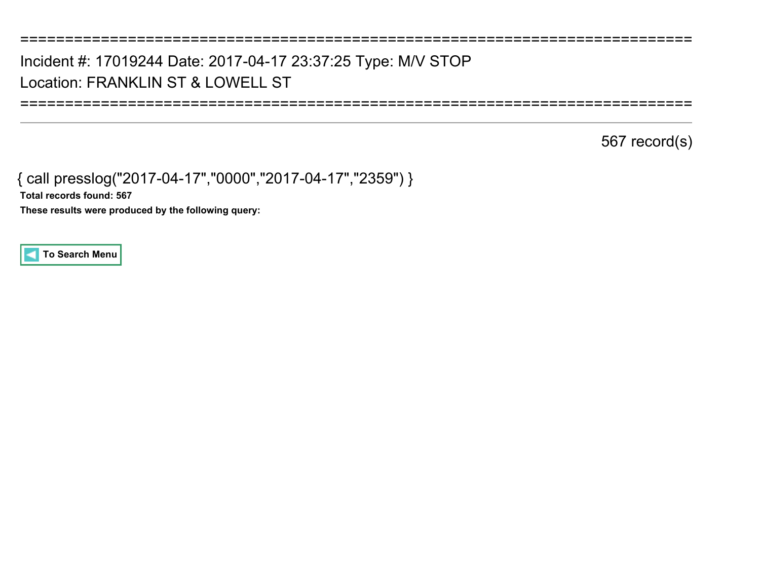===========================================================================

Incident #: 17019244 Date: 2017-04-17 23:37:25 Type: M/V STOP

Location: FRANKLIN ST & LOWELL ST

===========================================================================

---

567 record(s)

{ call presslog("2017-04-17","0000","2017-04-17","2359") }

**Total records found: 567**

**These results were produced by the following query:**

**To Search Menu**